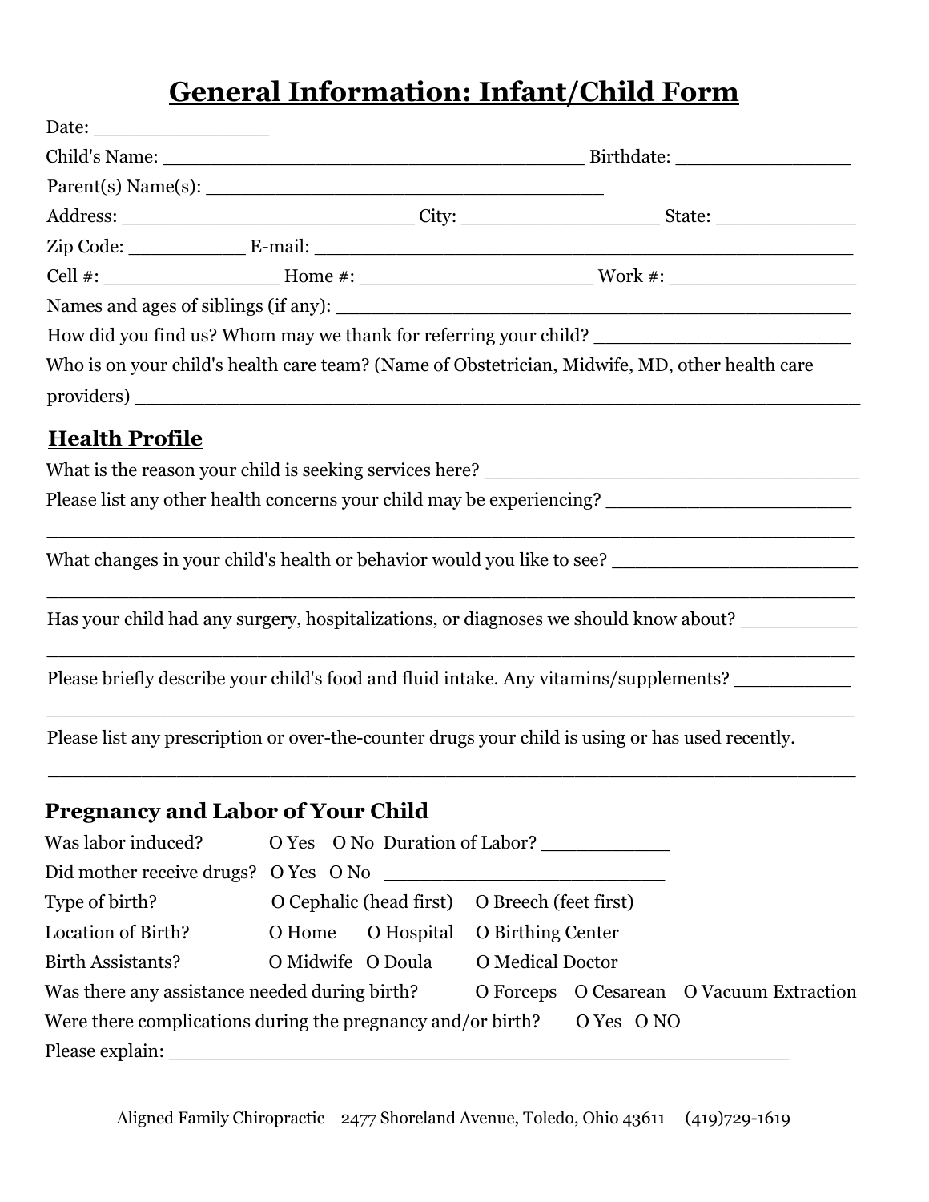# General Information: Infant/Child Form

Date: _______________

Child's Name: ___________________________________ Birthdate: _______________

Parent(s) Name(s): ___________________________________

Address: _________________________ City: _________________ State: ____________

Zip Code: __________ E-mail: ______________________________________________

Cell #: _______________ Home #: ___________________ Work #: _________________

Names and ages of siblings (if any): ____________________________________________

How did you find us? Whom may we thank for referring your child? ______________________

Who is on your child's health care team? (Name of Obstetrician, Midwife, MD, other health care providers) __________________________________________________________

## Health Profile

What is the reason your child is seeking services here? _______________________________

Please list any other health concerns your child may be experiencing? ____________________

_________________________________________________________________________

What changes in your child's health or behavior would you like to see? ____________________

_________________________________________________________________________

Has your child had any surgery, hospitalizations, or diagnoses we should know about? __________

_________________________________________________________________________

Please briefly describe your child's food and fluid intake. Any vitamins/supplements? __________

_________________________________________________________________________

Please list any prescription or over-the-counter drugs your child is using or has used recently.

_________________________________________________________________________

## Pregnancy and Labor of Your Child

Was labor induced? O Yes O No Duration of Labor? ___________

Did mother receive drugs? O Yes O No ________________________

Type of birth? O Cephalic (head first) O Breech (feet first)

Location of Birth? O Home O Hospital O Birthing Center

Birth Assistants? O Midwife O Doula O Medical Doctor

Was there any assistance needed during birth? O Forceps O Cesarean O Vacuum Extraction

Were there complications during the pregnancy and/or birth? O Yes O NO

Please explain: ______________________________________________________

Aligned Family Chiropractic 2477 Shoreland Avenue, Toledo, Ohio 43611 (419)729-1619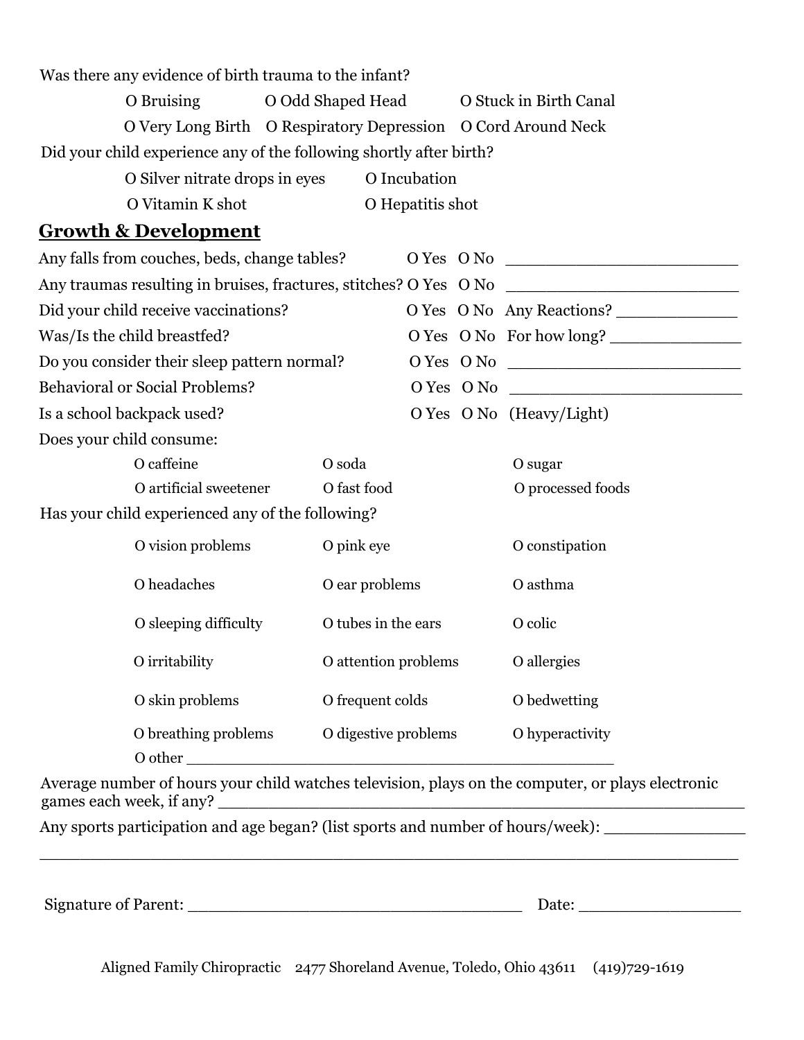Was there any evidence of birth trauma to the infant?

O Bruising O Odd Shaped Head O Stuck in Birth Canal

O Very Long Birth O Respiratory Depression O Cord Around Neck

Did your child experience any of the following shortly after birth?

O Silver nitrate drops in eyes O Incubation

O Vitamin K shot O Hepatitis shot

## Growth & Development

Any falls from couches, beds, change tables? O Yes O No ________________________

Any traumas resulting in bruises, fractures, stitches? O Yes O No ________________________

Did your child receive vaccinations? O Yes O No Any Reactions? _____________

Was/Is the child breastfed? O Yes O No For how long? ______________

Do you consider their sleep pattern normal? O Yes O No ________________________

Behavioral or Social Problems? O Yes O No ________________________

Is a school backpack used? O Yes O No (Heavy/Light)

Does your child consume:

O caffeine O soda O sugar

O artificial sweetener O fast food O processed foods

Has your child experienced any of the following?

O vision problems O pink eye O constipation

O headaches O ear problems O asthma

O sleeping difficulty O tubes in the ears O colic

O irritability O attention problems O allergies

O skin problems O frequent colds O bedwetting

O breathing problems O digestive problems O hyperactivity

O other ____________________________________________

Average number of hours your child watches television, plays on the computer, or plays electronic games each week, if any? ____________________________________________________

Any sports participation and age began? (list sports and number of hours/week): ______________

______________________________________________________________________

Signature of Parent: ___________________________________ Date: _________________

Aligned Family Chiropractic 2477 Shoreland Avenue, Toledo, Ohio 43611 (419)729-1619